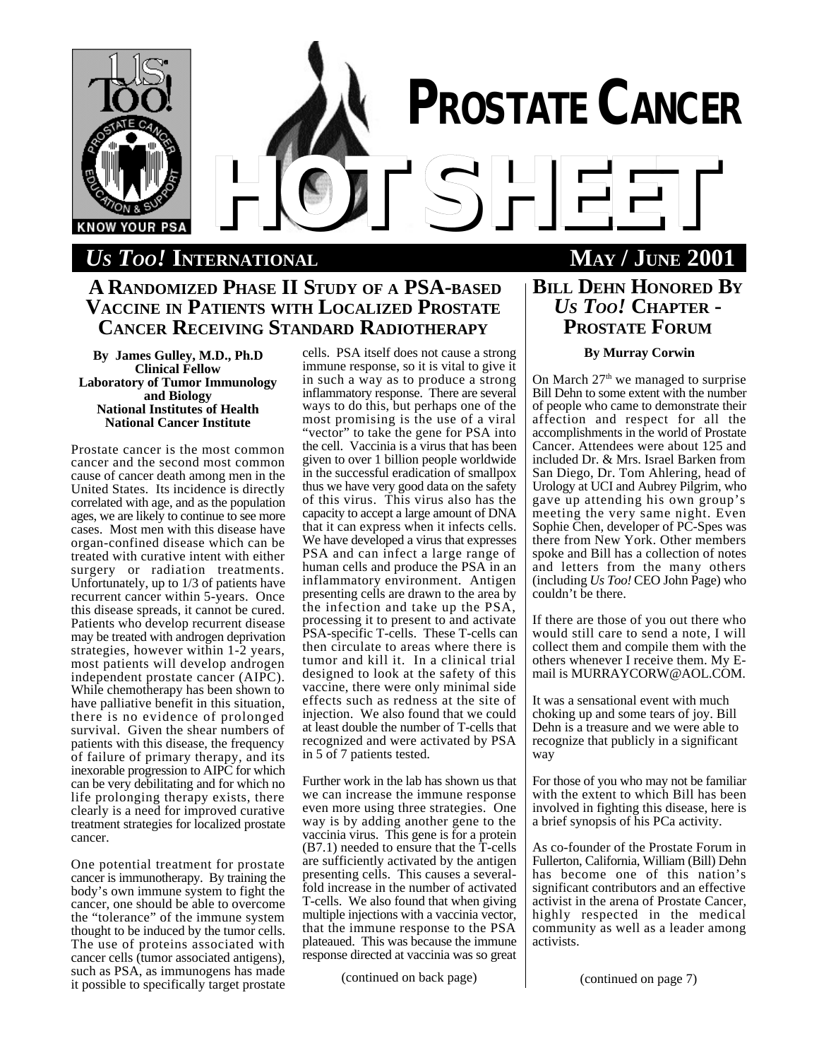# PROSTATE CANCER HOT SHEET

***Us Too!* INTERNATIONAL** — **MAY / JUNE 2001**

## A RANDOMIZED PHASE II STUDY OF A PSA-BASED VACCINE IN PATIENTS WITH LOCALIZED PROSTATE CANCER RECEIVING STANDARD RADIOTHERAPY

**By James Gulley, M.D., Ph.D**
**Clinical Fellow**
**Laboratory of Tumor Immunology and Biology**
**National Institutes of Health**
**National Cancer Institute**

Prostate cancer is the most common cancer and the second most common cause of cancer death among men in the United States. Its incidence is directly correlated with age, and as the population ages, we are likely to continue to see more cases. Most men with this disease have organ-confined disease which can be treated with curative intent with either surgery or radiation treatments. Unfortunately, up to 1/3 of patients have recurrent cancer within 5-years. Once this disease spreads, it cannot be cured. Patients who develop recurrent disease may be treated with androgen deprivation strategies, however within 1-2 years, most patients will develop androgen independent prostate cancer (AIPC). While chemotherapy has been shown to have palliative benefit in this situation, there is no evidence of prolonged survival. Given the shear numbers of patients with this disease, the frequency of failure of primary therapy, and its inexorable progression to AIPC for which can be very debilitating and for which no life prolonging therapy exists, there clearly is a need for improved curative treatment strategies for localized prostate cancer.

One potential treatment for prostate cancer is immunotherapy. By training the body's own immune system to fight the cancer, one should be able to overcome the "tolerance" of the immune system thought to be induced by the tumor cells. The use of proteins associated with cancer cells (tumor associated antigens), such as PSA, as immunogens has made it possible to specifically target prostate cells. PSA itself does not cause a strong immune response, so it is vital to give it in such a way as to produce a strong inflammatory response. There are several ways to do this, but perhaps one of the most promising is the use of a viral "vector" to take the gene for PSA into the cell. Vaccinia is a virus that has been given to over 1 billion people worldwide in the successful eradication of smallpox thus we have very good data on the safety of this virus. This virus also has the capacity to accept a large amount of DNA that it can express when it infects cells. We have developed a virus that expresses PSA and can infect a large range of human cells and produce the PSA in an inflammatory environment. Antigen presenting cells are drawn to the area by the infection and take up the PSA, processing it to present to and activate PSA-specific T-cells. These T-cells can then circulate to areas where there is tumor and kill it. In a clinical trial designed to look at the safety of this vaccine, there were only minimal side effects such as redness at the site of injection. We also found that we could at least double the number of T-cells that recognized and were activated by PSA in 5 of 7 patients tested.

Further work in the lab has shown us that we can increase the immune response even more using three strategies. One way is by adding another gene to the vaccinia virus. This gene is for a protein (B7.1) needed to ensure that the T-cells are sufficiently activated by the antigen presenting cells. This causes a several-fold increase in the number of activated T-cells. We also found that when giving multiple injections with a vaccinia vector, that the immune response to the PSA plateaued. This was because the immune response directed at vaccinia was so great

(continued on back page)

## BILL DEHN HONORED BY *US TOO!* CHAPTER - PROSTATE FORUM

**By Murray Corwin**

On March 27th we managed to surprise Bill Dehn to some extent with the number of people who came to demonstrate their affection and respect for all the accomplishments in the world of Prostate Cancer. Attendees were about 125 and included Dr. & Mrs. Israel Barken from San Diego, Dr. Tom Ahlering, head of Urology at UCI and Aubrey Pilgrim, who gave up attending his own group's meeting the very same night. Even Sophie Chen, developer of PC-Spes was there from New York. Other members spoke and Bill has a collection of notes and letters from the many others (including *Us Too!* CEO John Page) who couldn't be there.

If there are those of you out there who would still care to send a note, I will collect them and compile them with the others whenever I receive them. My E-mail is MURRAYCORW@AOL.COM.

It was a sensational event with much choking up and some tears of joy. Bill Dehn is a treasure and we were able to recognize that publicly in a significant way

For those of you who may not be familiar with the extent to which Bill has been involved in fighting this disease, here is a brief synopsis of his PCa activity.

As co-founder of the Prostate Forum in Fullerton, California, William (Bill) Dehn has become one of this nation's significant contributors and an effective activist in the arena of Prostate Cancer, highly respected in the medical community as well as a leader among activists.

(continued on page 7)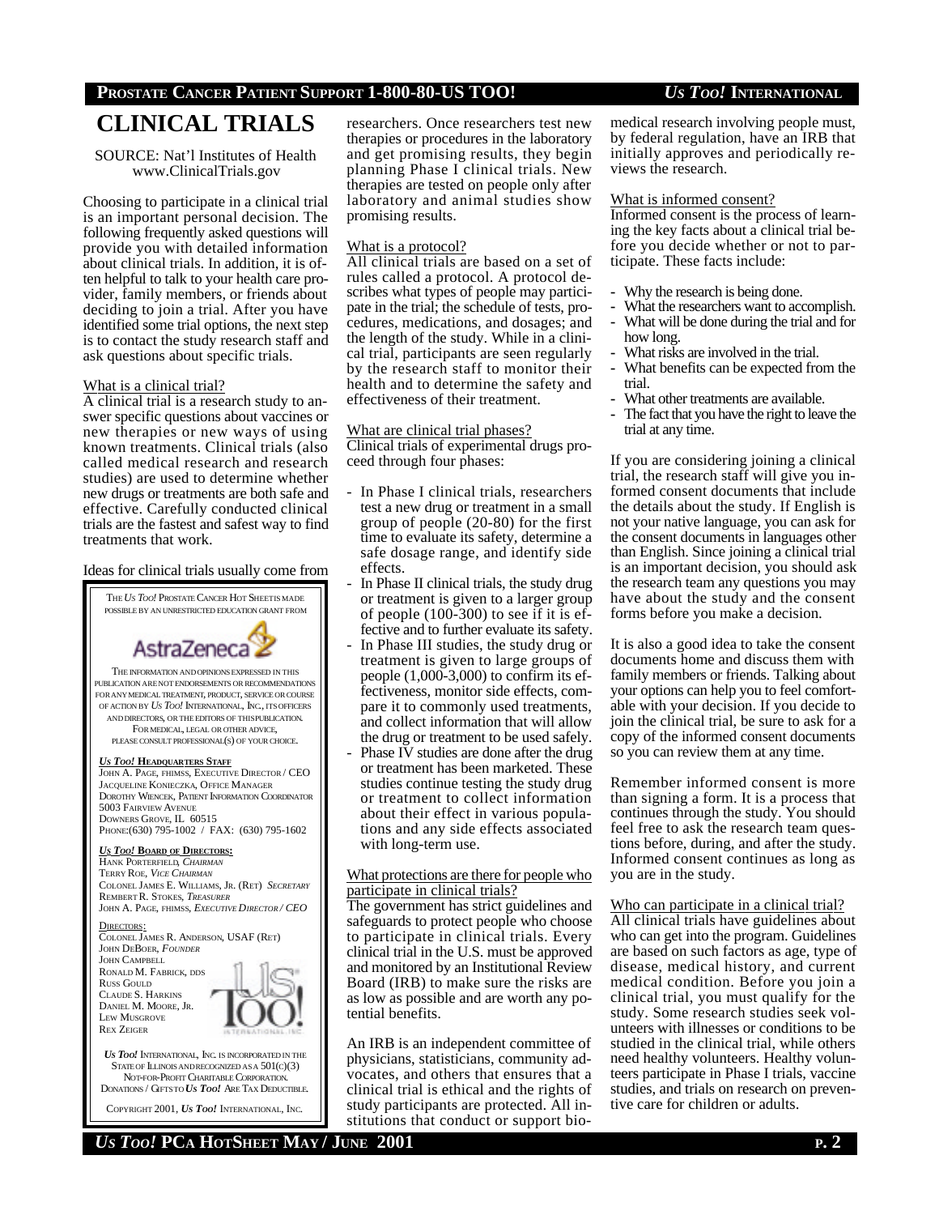# CLINICAL TRIALS

SOURCE: Nat'l Institutes of Health
www.ClinicalTrials.gov

Choosing to participate in a clinical trial is an important personal decision. The following frequently asked questions will provide you with detailed information about clinical trials. In addition, it is often helpful to talk to your health care provider, family members, or friends about deciding to join a trial. After you have identified some trial options, the next step is to contact the study research staff and ask questions about specific trials.

### What is a clinical trial?

A clinical trial is a research study to answer specific questions about vaccines or new therapies or new ways of using known treatments. Clinical trials (also called medical research and research studies) are used to determine whether new drugs or treatments are both safe and effective. Carefully conducted clinical trials are the fastest and safest way to find treatments that work.

Ideas for clinical trials usually come from researchers. Once researchers test new therapies or procedures in the laboratory and get promising results, they begin planning Phase I clinical trials. New therapies are tested on people only after laboratory and animal studies show promising results.

### What is a protocol?

All clinical trials are based on a set of rules called a protocol. A protocol describes what types of people may participate in the trial; the schedule of tests, procedures, medications, and dosages; and the length of the study. While in a clinical trial, participants are seen regularly by the research staff to monitor their health and to determine the safety and effectiveness of their treatment.

### What are clinical trial phases?

Clinical trials of experimental drugs proceed through four phases:

- In Phase I clinical trials, researchers test a new drug or treatment in a small group of people (20-80) for the first time to evaluate its safety, determine a safe dosage range, and identify side effects.
- In Phase II clinical trials, the study drug or treatment is given to a larger group of people (100-300) to see if it is effective and to further evaluate its safety.
- In Phase III studies, the study drug or treatment is given to large groups of people (1,000-3,000) to confirm its effectiveness, monitor side effects, compare it to commonly used treatments, and collect information that will allow the drug or treatment to be used safely.
- Phase IV studies are done after the drug or treatment has been marketed. These studies continue testing the study drug or treatment to collect information about their effect in various populations and any side effects associated with long-term use.

### What protections are there for people who participate in clinical trials?

The government has strict guidelines and safeguards to protect people who choose to participate in clinical trials. Every clinical trial in the U.S. must be approved and monitored by an Institutional Review Board (IRB) to make sure the risks are as low as possible and are worth any potential benefits.

An IRB is an independent committee of physicians, statisticians, community advocates, and others that ensures that a clinical trial is ethical and the rights of study participants are protected. All institutions that conduct or support biomedical research involving people must, by federal regulation, have an IRB that initially approves and periodically reviews the research.

### What is informed consent?

Informed consent is the process of learning the key facts about a clinical trial before you decide whether or not to participate. These facts include:

- Why the research is being done.
- What the researchers want to accomplish.
- What will be done during the trial and for how long.
- What risks are involved in the trial.
- What benefits can be expected from the trial.
- What other treatments are available.
- The fact that you have the right to leave the trial at any time.

If you are considering joining a clinical trial, the research staff will give you informed consent documents that include the details about the study. If English is not your native language, you can ask for the consent documents in languages other than English. Since joining a clinical trial is an important decision, you should ask the research team any questions you may have about the study and the consent forms before you make a decision.

It is also a good idea to take the consent documents home and discuss them with family members or friends. Talking about your options can help you to feel comfortable with your decision. If you decide to join the clinical trial, be sure to ask for a copy of the informed consent documents so you can review them at any time.

Remember informed consent is more than signing a form. It is a process that continues through the study. You should feel free to ask the research team questions before, during, and after the study. Informed consent continues as long as you are in the study.

### Who can participate in a clinical trial?

All clinical trials have guidelines about who can get into the program. Guidelines are based on such factors as age, type of disease, medical history, and current medical condition. Before you join a clinical trial, you must qualify for the study. Some research studies seek volunteers with illnesses or conditions to be studied in the clinical trial, while others need healthy volunteers. Healthy volunteers participate in Phase I trials, vaccine studies, and trials on research on preventive care for children or adults.

---

THE *US TOO!* PROSTATE CANCER HOT SHEET IS MADE POSSIBLE BY AN UNRESTRICTED EDUCATION GRANT FROM

AstraZeneca

THE INFORMATION AND OPINIONS EXPRESSED IN THIS PUBLICATION ARE NOT ENDORSEMENTS OR RECOMMENDATIONS FOR ANY MEDICAL TREATMENT, PRODUCT, SERVICE OR COURSE OF ACTION BY *US TOO!* INTERNATIONAL, INC., ITS OFFICERS AND DIRECTORS, OR THE EDITORS OF THIS PUBLICATION. FOR MEDICAL, LEGAL OR OTHER ADVICE, PLEASE CONSULT PROFESSIONAL(S) OF YOUR CHOICE.

**US TOO! HEADQUARTERS STAFF**
JOHN A. PAGE, FHIMSS, EXECUTIVE DIRECTOR / CEO
JACQUELINE KONIECZKA, OFFICE MANAGER
DOROTHY WIENCEK, PATIENT INFORMATION COORDINATOR
5003 FAIRVIEW AVENUE
DOWNERS GROVE, IL 60515
PHONE:(630) 795-1002 / FAX: (630) 795-1602

**US TOO! BOARD OF DIRECTORS:**
HANK PORTERFIELD, *CHAIRMAN*
TERRY ROE, *VICE CHAIRMAN*
COLONEL JAMES E. WILLIAMS, JR. (RET) *SECRETARY*
REMBERT R. STOKES, *TREASURER*
JOHN A. PAGE, FHIMSS, *EXECUTIVE DIRECTOR / CEO*

DIRECTORS:
COLONEL JAMES R. ANDERSON, USAF (RET)
JOHN DEBOER, *FOUNDER*
JOHN CAMPBELL
RONALD M. FABRICK, DDS
RUSS GOULD
CLAUDE S. HARKINS
DANIEL M. MOORE, JR.
LEW MUSGROVE
REX ZEIGER

*US TOO!* INTERNATIONAL, INC. IS INCORPORATED IN THE STATE OF ILLINOIS AND RECOGNIZED AS A 501(C)(3) NOT-FOR-PROFIT CHARITABLE CORPORATION. DONATIONS / GIFTS TO *US TOO!* ARE TAX DEDUCTIBLE.

COPYRIGHT 2001, *US TOO!* INTERNATIONAL, INC.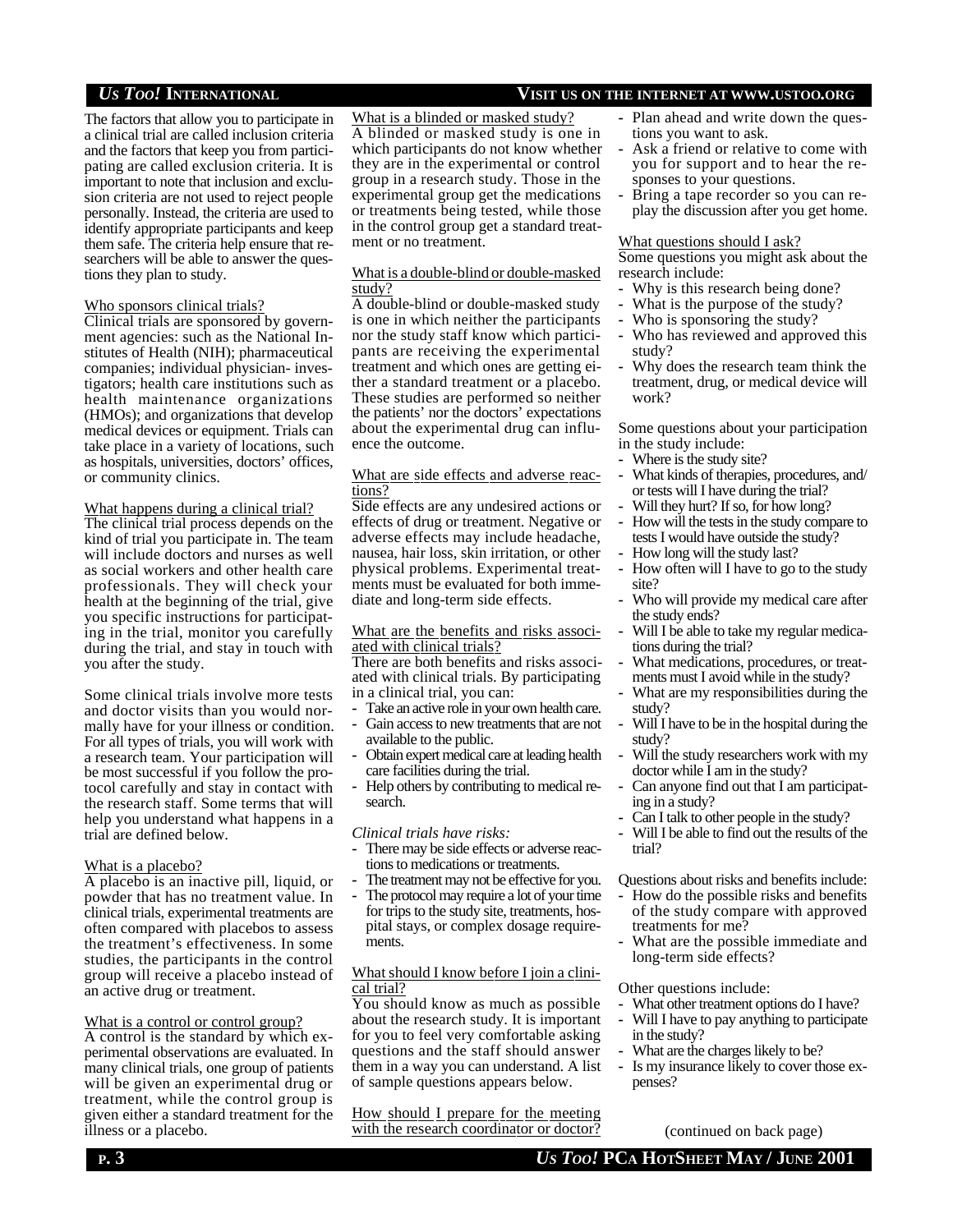The factors that allow you to participate in a clinical trial are called inclusion criteria and the factors that keep you from participating are called exclusion criteria. It is important to note that inclusion and exclusion criteria are not used to reject people personally. Instead, the criteria are used to identify appropriate participants and keep them safe. The criteria help ensure that researchers will be able to answer the questions they plan to study.

Who sponsors clinical trials?

Clinical trials are sponsored by government agencies: such as the National Institutes of Health (NIH); pharmaceutical companies; individual physician- investigators; health care institutions such as health maintenance organizations (HMOs); and organizations that develop medical devices or equipment. Trials can take place in a variety of locations, such as hospitals, universities, doctors' offices, or community clinics.

What happens during a clinical trial?

The clinical trial process depends on the kind of trial you participate in. The team will include doctors and nurses as well as social workers and other health care professionals. They will check your health at the beginning of the trial, give you specific instructions for participating in the trial, monitor you carefully during the trial, and stay in touch with you after the study.

Some clinical trials involve more tests and doctor visits than you would normally have for your illness or condition. For all types of trials, you will work with a research team. Your participation will be most successful if you follow the protocol carefully and stay in contact with the research staff. Some terms that will help you understand what happens in a trial are defined below.

What is a placebo?

A placebo is an inactive pill, liquid, or powder that has no treatment value. In clinical trials, experimental treatments are often compared with placebos to assess the treatment's effectiveness. In some studies, the participants in the control group will receive a placebo instead of an active drug or treatment.

What is a control or control group?

A control is the standard by which experimental observations are evaluated. In many clinical trials, one group of patients will be given an experimental drug or treatment, while the control group is given either a standard treatment for the illness or a placebo.

What is a blinded or masked study?

A blinded or masked study is one in which participants do not know whether they are in the experimental or control group in a research study. Those in the experimental group get the medications or treatments being tested, while those in the control group get a standard treatment or no treatment.

What is a double-blind or double-masked study?

A double-blind or double-masked study is one in which neither the participants nor the study staff know which participants are receiving the experimental treatment and which ones are getting either a standard treatment or a placebo. These studies are performed so neither the patients' nor the doctors' expectations about the experimental drug can influence the outcome.

What are side effects and adverse reactions?

Side effects are any undesired actions or effects of drug or treatment. Negative or adverse effects may include headache, nausea, hair loss, skin irritation, or other physical problems. Experimental treatments must be evaluated for both immediate and long-term side effects.

What are the benefits and risks associated with clinical trials?

There are both benefits and risks associated with clinical trials. By participating in a clinical trial, you can:

- Take an active role in your own health care.
- Gain access to new treatments that are not available to the public.
- Obtain expert medical care at leading health care facilities during the trial.
- Help others by contributing to medical research.

*Clinical trials have risks:*

- There may be side effects or adverse reactions to medications or treatments.
- The treatment may not be effective for you.
- The protocol may require a lot of your time for trips to the study site, treatments, hospital stays, or complex dosage requirements.

What should I know before I join a clinical trial?

You should know as much as possible about the research study. It is important for you to feel very comfortable asking questions and the staff should answer them in a way you can understand. A list of sample questions appears below.

How should I prepare for the meeting with the research coordinator or doctor?

- Plan ahead and write down the questions you want to ask.
- Ask a friend or relative to come with you for support and to hear the responses to your questions.
- Bring a tape recorder so you can replay the discussion after you get home.

What questions should I ask?

Some questions you might ask about the research include:

- Why is this research being done?
- What is the purpose of the study?
- Who is sponsoring the study?
- Who has reviewed and approved this study?
- Why does the research team think the treatment, drug, or medical device will work?

Some questions about your participation in the study include:

- Where is the study site?
- What kinds of therapies, procedures, and/or tests will I have during the trial?
- Will they hurt? If so, for how long?
- How will the tests in the study compare to tests I would have outside the study?
- How long will the study last?
- How often will I have to go to the study site?
- Who will provide my medical care after the study ends?
- Will I be able to take my regular medications during the trial?
- What medications, procedures, or treatments must I avoid while in the study?
- What are my responsibilities during the study?
- Will I have to be in the hospital during the study?
- Will the study researchers work with my doctor while I am in the study?
- Can anyone find out that I am participating in a study?
- Can I talk to other people in the study?
- Will I be able to find out the results of the trial?

Questions about risks and benefits include:

- How do the possible risks and benefits of the study compare with approved treatments for me?
- What are the possible immediate and long-term side effects?

Other questions include:

- What other treatment options do I have?
- Will I have to pay anything to participate in the study?
- What are the charges likely to be?
- Is my insurance likely to cover those expenses?

(continued on back page)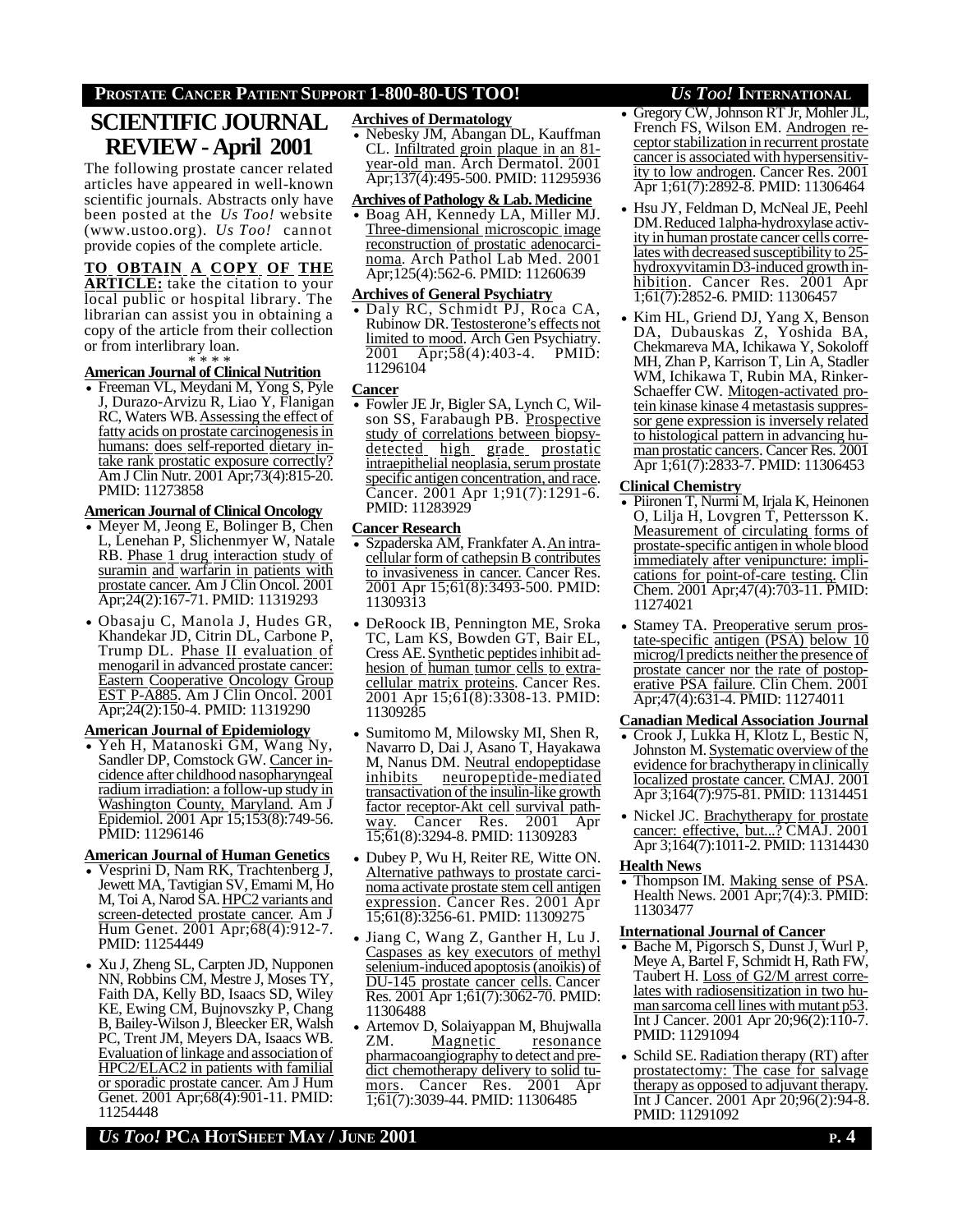# SCIENTIFIC JOURNAL REVIEW - April 2001

The following prostate cancer related articles have appeared in well-known scientific journals. Abstracts only have been posted at the *Us Too!* website (www.ustoo.org). *Us Too!* cannot provide copies of the complete article.

**TO OBTAIN A COPY OF THE ARTICLE:** take the citation to your local public or hospital library. The librarian can assist you in obtaining a copy of the article from their collection or from interlibrary loan.

\* \* \* \*

**American Journal of Clinical Nutrition**

- Freeman VL, Meydani M, Yong S, Pyle J, Durazo-Arvizu R, Liao Y, Flanigan RC, Waters WB. Assessing the effect of fatty acids on prostate carcinogenesis in humans: does self-reported dietary intake rank prostatic exposure correctly? Am J Clin Nutr. 2001 Apr;73(4):815-20. PMID: 11273858

**American Journal of Clinical Oncology**

- Meyer M, Jeong E, Bolinger B, Chen L, Lenehan P, Slichenmyer W, Natale RB. Phase 1 drug interaction study of suramin and warfarin in patients with prostate cancer. Am J Clin Oncol. 2001 Apr;24(2):167-71. PMID: 11319293
- Obasaju C, Manola J, Hudes GR, Khandekar JD, Citrin DL, Carbone P, Trump DL. Phase II evaluation of menogaril in advanced prostate cancer: Eastern Cooperative Oncology Group EST P-A885. Am J Clin Oncol. 2001 Apr;24(2):150-4. PMID: 11319290

**American Journal of Epidemiology**

- Yeh H, Matanoski GM, Wang Ny, Sandler DP, Comstock GW. Cancer incidence after childhood nasopharyngeal radium irradiation: a follow-up study in Washington County, Maryland. Am J Epidemiol. 2001 Apr 15;153(8):749-56. PMID: 11296146

**American Journal of Human Genetics**

- Vesprini D, Nam RK, Trachtenberg J, Jewett MA, Tavtigian SV, Emami M, Ho M, Toi A, Narod SA. HPC2 variants and screen-detected prostate cancer. Am J Hum Genet. 2001 Apr;68(4):912-7. PMID: 11254449
- Xu J, Zheng SL, Carpten JD, Nupponen NN, Robbins CM, Mestre J, Moses TY, Faith DA, Kelly BD, Isaacs SD, Wiley KE, Ewing CM, Bujnovszky P, Chang B, Bailey-Wilson J, Bleecker ER, Walsh PC, Trent JM, Meyers DA, Isaacs WB. Evaluation of linkage and association of HPC2/ELAC2 in patients with familial or sporadic prostate cancer. Am J Hum Genet. 2001 Apr;68(4):901-11. PMID: 11254448

**Archives of Dermatology**

- Nebesky JM, Abangan DL, Kauffman CL. Infiltrated groin plaque in an 81-year-old man. Arch Dermatol. 2001 Apr;137(4):495-500. PMID: 11295936

**Archives of Pathology & Lab. Medicine**

- Boag AH, Kennedy LA, Miller MJ. Three-dimensional microscopic image reconstruction of prostatic adenocarcinoma. Arch Pathol Lab Med. 2001 Apr;125(4):562-6. PMID: 11260639

**Archives of General Psychiatry**

- Daly RC, Schmidt PJ, Roca CA, Rubinow DR. Testosterone's effects not limited to mood. Arch Gen Psychiatry. 2001 Apr;58(4):403-4. PMID: 11296104

**Cancer**

- Fowler JE Jr, Bigler SA, Lynch C, Wilson SS, Farabaugh PB. Prospective study of correlations between biopsy-detected high grade prostatic intraepithelial neoplasia, serum prostate specific antigen concentration, and race. Cancer. 2001 Apr 1;91(7):1291-6. PMID: 11283929

**Cancer Research**

- Szpaderska AM, Frankfater A. An intracellular form of cathepsin B contributes to invasiveness in cancer. Cancer Res. 2001 Apr 15;61(8):3493-500. PMID: 11309313
- DeRoock IB, Pennington ME, Sroka TC, Lam KS, Bowden GT, Bair EL, Cress AE. Synthetic peptides inhibit adhesion of human tumor cells to extracellular matrix proteins. Cancer Res. 2001 Apr 15;61(8):3308-13. PMID: 11309285
- Sumitomo M, Milowsky MI, Shen R, Navarro D, Dai J, Asano T, Hayakawa M, Nanus DM. Neutral endopeptidase inhibits neuropeptide-mediated transactivation of the insulin-like growth factor receptor-Akt cell survival pathway. Cancer Res. 2001 Apr 15;61(8):3294-8. PMID: 11309283
- Dubey P, Wu H, Reiter RE, Witte ON. Alternative pathways to prostate carcinoma activate prostate stem cell antigen expression. Cancer Res. 2001 Apr 15;61(8):3256-61. PMID: 11309275
- Jiang C, Wang Z, Ganther H, Lu J. Caspases as key executors of methyl selenium-induced apoptosis (anoikis) of DU-145 prostate cancer cells. Cancer Res. 2001 Apr 1;61(7):3062-70. PMID: 11306488
- Artemov D, Solaiyappan M, Bhujwalla ZM. Magnetic resonance pharmacoangiography to detect and predict chemotherapy delivery to solid tumors. Cancer Res. 2001 Apr 1;61(7):3039-44. PMID: 11306485
- Gregory CW, Johnson RT Jr, Mohler JL, French FS, Wilson EM. Androgen receptor stabilization in recurrent prostate cancer is associated with hypersensitivity to low androgen. Cancer Res. 2001 Apr 1;61(7):2892-8. PMID: 11306464
- Hsu JY, Feldman D, McNeal JE, Peehl DM. Reduced 1alpha-hydroxylase activity in human prostate cancer cells correlates with decreased susceptibility to 25-hydroxyvitamin D3-induced growth inhibition. Cancer Res. 2001 Apr 1;61(7):2852-6. PMID: 11306457
- Kim HL, Griend DJ, Yang X, Benson DA, Dubauskas Z, Yoshida BA, Chekmareva MA, Ichikawa Y, Sokoloff MH, Zhan P, Karrison T, Lin A, Stadler WM, Ichikawa T, Rubin MA, Rinker-Schaeffer CW. Mitogen-activated protein kinase kinase 4 metastasis suppressor gene expression is inversely related to histological pattern in advancing human prostatic cancers. Cancer Res. 2001 Apr 1;61(7):2833-7. PMID: 11306453

**Clinical Chemistry**

- Piironen T, Nurmi M, Irjala K, Heinonen O, Lilja H, Lovgren T, Pettersson K. Measurement of circulating forms of prostate-specific antigen in whole blood immediately after venipuncture: implications for point-of-care testing. Clin Chem. 2001 Apr;47(4):703-11. PMID: 11274021
- Stamey TA. Preoperative serum prostate-specific antigen (PSA) below 10 microg/l predicts neither the presence of prostate cancer nor the rate of postoperative PSA failure. Clin Chem. 2001 Apr;47(4):631-4. PMID: 11274011

**Canadian Medical Association Journal**

- Crook J, Lukka H, Klotz L, Bestic N, Johnston M. Systematic overview of the evidence for brachytherapy in clinically localized prostate cancer. CMAJ. 2001 Apr 3;164(7):975-81. PMID: 11314451
- Nickel JC. Brachytherapy for prostate cancer: effective, but...? CMAJ. 2001 Apr 3;164(7):1011-2. PMID: 11314430

**Health News**

- Thompson IM. Making sense of PSA. Health News. 2001 Apr;7(4):3. PMID: 11303477

**International Journal of Cancer**

- Bache M, Pigorsch S, Dunst J, Wurl P, Meye A, Bartel F, Schmidt H, Rath FW, Taubert H. Loss of G2/M arrest correlates with radiosensitization in two human sarcoma cell lines with mutant p53. Int J Cancer. 2001 Apr 20;96(2):110-7. PMID: 11291094
- Schild SE. Radiation therapy (RT) after prostatectomy: The case for salvage therapy as opposed to adjuvant therapy. Int J Cancer. 2001 Apr 20;96(2):94-8. PMID: 11291092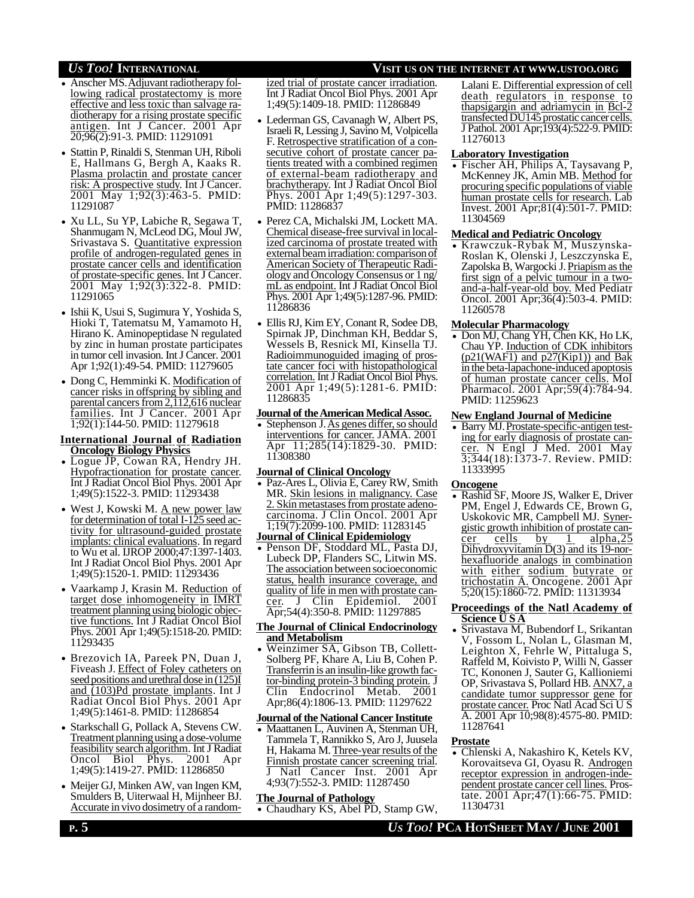- Anscher MS. Adjuvant radiotherapy following radical prostatectomy is more effective and less toxic than salvage radiotherapy for a rising prostate specific antigen. Int J Cancer. 2001 Apr 20;96(2):91-3. PMID: 11291091
- Stattin P, Rinaldi S, Stenman UH, Riboli E, Hallmans G, Bergh A, Kaaks R. Plasma prolactin and prostate cancer risk: A prospective study. Int J Cancer. 2001 May 1;92(3):463-5. PMID: 11291087
- Xu LL, Su YP, Labiche R, Segawa T, Shanmugam N, McLeod DG, Moul JW, Srivastava S. Quantitative expression profile of androgen-regulated genes in prostate cancer cells and identification of prostate-specific genes. Int J Cancer. 2001 May 1;92(3):322-8. PMID: 11291065
- Ishii K, Usui S, Sugimura Y, Yoshida S, Hioki T, Tatematsu M, Yamamoto H, Hirano K. Aminopeptidase N regulated by zinc in human prostate participates in tumor cell invasion. Int J Cancer. 2001 Apr 1;92(1):49-54. PMID: 11279605
- Dong C, Hemminki K. Modification of cancer risks in offspring by sibling and parental cancers from 2,112,616 nuclear families. Int J Cancer. 2001 Apr 1;92(1):144-50. PMID: 11279618

### International Journal of Radiation Oncology Biology Physics

- Logue JP, Cowan RA, Hendry JH. Hypofractionation for prostate cancer. Int J Radiat Oncol Biol Phys. 2001 Apr 1;49(5):1522-3. PMID: 11293438
- West J, Kowski M. A new power law for determination of total I-125 seed activity for ultrasound-guided prostate implants: clinical evaluations. In regard to Wu et al. IJROP 2000;47:1397-1403. Int J Radiat Oncol Biol Phys. 2001 Apr 1;49(5):1520-1. PMID: 11293436
- Vaarkamp J, Krasin M. Reduction of target dose inhomogeneity in IMRT treatment planning using biologic objective functions. Int J Radiat Oncol Biol Phys. 2001 Apr 1;49(5):1518-20. PMID: 11293435
- Brezovich IA, Pareek PN, Duan J, Fiveash J. Effect of Foley catheters on seed positions and urethral dose in (125)I and (103)Pd prostate implants. Int J Radiat Oncol Biol Phys. 2001 Apr 1;49(5):1461-8. PMID: 11286854
- Starkschall G, Pollack A, Stevens CW. Treatment planning using a dose-volume feasibility search algorithm. Int J Radiat Oncol Biol Phys. 2001 Apr 1;49(5):1419-27. PMID: 11286850
- Meijer GJ, Minken AW, van Ingen KM, Smulders B, Uiterwaal H, Mijnheer BJ. Accurate in vivo dosimetry of a randomized trial of prostate cancer irradiation. Int J Radiat Oncol Biol Phys. 2001 Apr 1;49(5):1409-18. PMID: 11286849
- Lederman GS, Cavanagh W, Albert PS, Israeli R, Lessing J, Savino M, Volpicella F. Retrospective stratification of a consecutive cohort of prostate cancer patients treated with a combined regimen of external-beam radiotherapy and brachytherapy. Int J Radiat Oncol Biol Phys. 2001 Apr 1;49(5):1297-303. PMID: 11286837
- Perez CA, Michalski JM, Lockett MA. Chemical disease-free survival in localized carcinoma of prostate treated with external beam irradiation: comparison of American Society of Therapeutic Radiology and Oncology Consensus or 1 ng/mL as endpoint. Int J Radiat Oncol Biol Phys. 2001 Apr 1;49(5):1287-96. PMID: 11286836
- Ellis RJ, Kim EY, Conant R, Sodee DB, Spirnak JP, Dinchman KH, Beddar S, Wessels B, Resnick MI, Kinsella TJ. Radioimmunoguided imaging of prostate cancer foci with histopathological correlation. Int J Radiat Oncol Biol Phys. 2001 Apr 1;49(5):1281-6. PMID: 11286835

### Journal of the American Medical Assoc.

- Stephenson J. As genes differ, so should interventions for cancer. JAMA. 2001 Apr 11;285(14):1829-30. PMID: 11308380

### Journal of Clinical Oncology

- Paz-Ares L, Olivia E, Carey RW, Smith MR. Skin lesions in malignancy. Case 2. Skin metastases from prostate adenocarcinoma. J Clin Oncol. 2001 Apr 1;19(7):2099-100. PMID: 11283145

### Journal of Clinical Epidemiology

- Penson DF, Stoddard ML, Pasta DJ, Lubeck DP, Flanders SC, Litwin MS. The association between socioeconomic status, health insurance coverage, and quality of life in men with prostate cancer. J Clin Epidemiol. 2001 Apr;54(4):350-8. PMID: 11297885

### The Journal of Clinical Endocrinology and Metabolism

- Weinzimer SA, Gibson TB, Collett-Solberg PF, Khare A, Liu B, Cohen P. Transferrin is an insulin-like growth factor-binding protein-3 binding protein. J Clin Endocrinol Metab. 2001 Apr;86(4):1806-13. PMID: 11297622

### Journal of the National Cancer Institute

- Maattanen L, Auvinen A, Stenman UH, Tammela T, Rannikko S, Aro J, Juusela H, Hakama M. Three-year results of the Finnish prostate cancer screening trial. J Natl Cancer Inst. 2001 Apr 4;93(7):552-3. PMID: 11287450

### The Journal of Pathology

- Chaudhary KS, Abel PD, Stamp GW, Lalani E. Differential expression of cell death regulators in response to thapsigargin and adriamycin in Bcl-2 transfected DU145 prostatic cancer cells. J Pathol. 2001 Apr;193(4):522-9. PMID: 11276013

### Laboratory Investigation

- Fischer AH, Philips A, Taysavang P, McKenney JK, Amin MB. Method for procuring specific populations of viable human prostate cells for research. Lab Invest. 2001 Apr;81(4):501-7. PMID: 11304569

### Medical and Pediatric Oncology

- Krawczuk-Rybak M, Muszynska-Roslan K, Olenski J, Leszczynska E, Zapolska B, Wargocki J. Priapism as the first sign of a pelvic tumour in a two-and-a-half-year-old boy. Med Pediatr Oncol. 2001 Apr;36(4):503-4. PMID: 11260578

### Molecular Pharmacology

- Don MJ, Chang YH, Chen KK, Ho LK, Chau YP. Induction of CDK inhibitors (p21(WAF1) and p27(Kip1)) and Bak in the beta-lapachone-induced apoptosis of human prostate cancer cells. Mol Pharmacol. 2001 Apr;59(4):784-94. PMID: 11259623

### New England Journal of Medicine

- Barry MJ. Prostate-specific-antigen testing for early diagnosis of prostate cancer. N Engl J Med. 2001 May 3;344(18):1373-7. Review. PMID: 11333995

### Oncogene

- Rashid SF, Moore JS, Walker E, Driver PM, Engel J, Edwards CE, Brown G, Uskokovic MR, Campbell MJ. Synergistic growth inhibition of prostate cancer cells by 1 alpha,25 Dihydroxyvitamin D(3) and its 19-nor-hexafluoride analogs in combination with either sodium butyrate or trichostatin A. Oncogene. 2001 Apr 5;20(15):1860-72. PMID: 11313934

### Proceedings of the Natl Academy of Science U S A

- Srivastava M, Bubendorf L, Srikantan V, Fossom L, Nolan L, Glasman M, Leighton X, Fehrle W, Pittaluga S, Raffeld M, Koivisto P, Willi N, Gasser TC, Kononen J, Sauter G, Kallioniemi OP, Srivastava S, Pollard HB. ANX7, a candidate tumor suppressor gene for prostate cancer. Proc Natl Acad Sci U S A. 2001 Apr 10;98(8):4575-80. PMID: 11287641

### Prostate

- Chlenski A, Nakashiro K, Ketels KV, Korovaitseva GI, Oyasu R. Androgen receptor expression in androgen-independent prostate cancer cell lines. Prostate. 2001 Apr;47(1):66-75. PMID: 11304731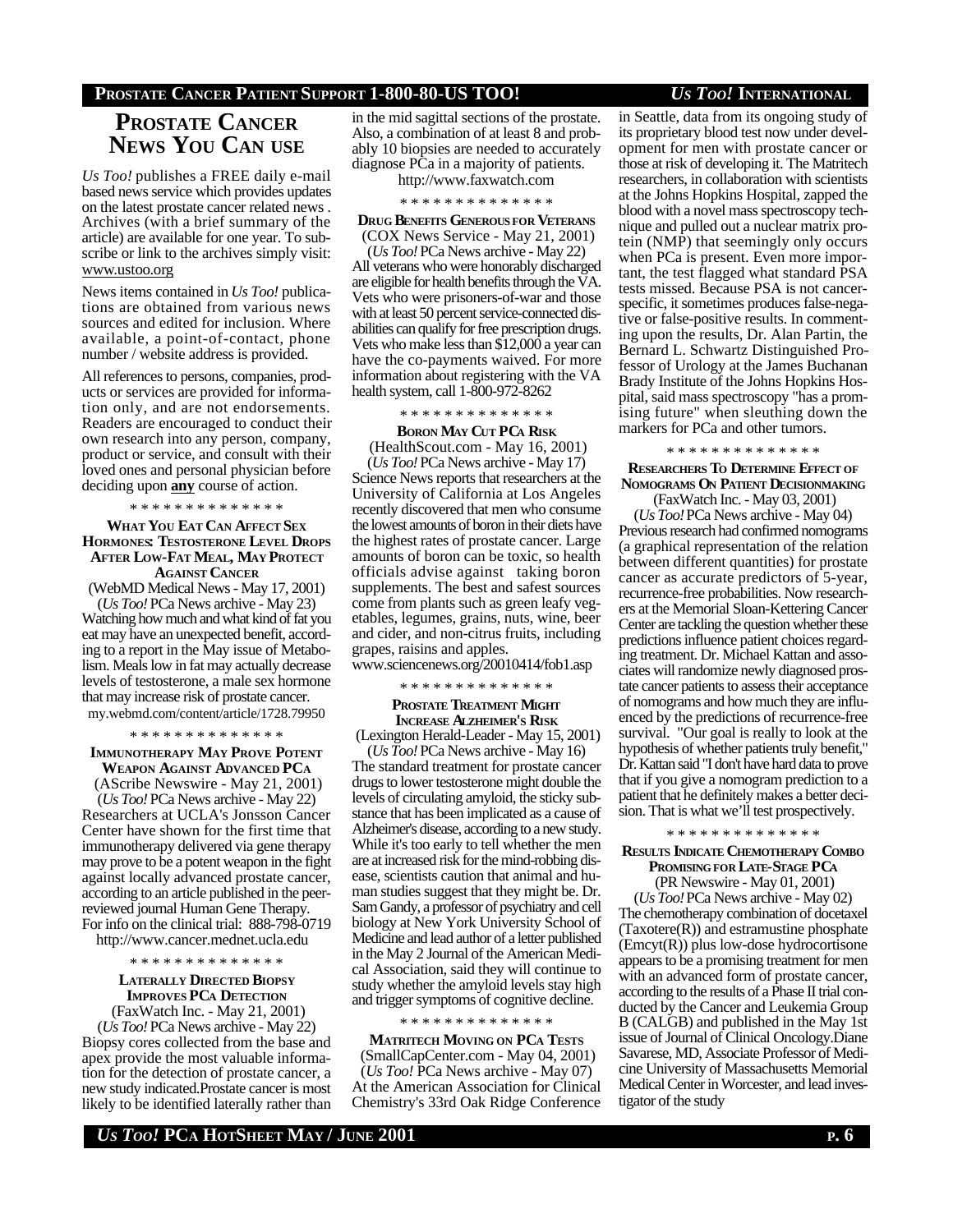# PROSTATE CANCER NEWS YOU CAN USE

*Us Too!* publishes a FREE daily e-mail based news service which provides updates on the latest prostate cancer related news . Archives (with a brief summary of the article) are available for one year. To subscribe or link to the archives simply visit: www.ustoo.org

News items contained in *Us Too!* publications are obtained from various news sources and edited for inclusion. Where available, a point-of-contact, phone number / website address is provided.

All references to persons, companies, products or services are provided for information only, and are not endorsements. Readers are encouraged to conduct their own research into any person, company, product or service, and consult with their loved ones and personal physician before deciding upon **any** course of action.

\* \* \* \* \* \* \* \* \* \* \* \* \* \*

### WHAT YOU EAT CAN AFFECT SEX HORMONES: TESTOSTERONE LEVEL DROPS AFTER LOW-FAT MEAL, MAY PROTECT AGAINST CANCER

(WebMD Medical News - May 17, 2001)
(*Us Too!* PCa News archive - May 23)

Watching how much and what kind of fat you eat may have an unexpected benefit, according to a report in the May issue of Metabolism. Meals low in fat may actually decrease levels of testosterone, a male sex hormone that may increase risk of prostate cancer.
my.webmd.com/content/article/1728.79950

\* \* \* \* \* \* \* \* \* \* \* \* \* \*

### IMMUNOTHERAPY MAY PROVE POTENT WEAPON AGAINST ADVANCED PCA

(AScribe Newswire - May 21, 2001)
(*Us Too!* PCa News archive - May 22)

Researchers at UCLA's Jonsson Cancer Center have shown for the first time that immunotherapy delivered via gene therapy may prove to be a potent weapon in the fight against locally advanced prostate cancer, according to an article published in the peer-reviewed journal Human Gene Therapy. For info on the clinical trial: 888-798-0719
http://www.cancer.mednet.ucla.edu

\* \* \* \* \* \* \* \* \* \* \* \* \* \*

### LATERALLY DIRECTED BIOPSY IMPROVES PCA DETECTION

(FaxWatch Inc. - May 21, 2001)
(*Us Too!* PCa News archive - May 22)

Biopsy cores collected from the base and apex provide the most valuable information for the detection of prostate cancer, a new study indicated.Prostate cancer is most likely to be identified laterally rather than in the mid sagittal sections of the prostate. Also, a combination of at least 8 and probably 10 biopsies are needed to accurately diagnose PCa in a majority of patients.
http://www.faxwatch.com

\* \* \* \* \* \* \* \* \* \* \* \* \* \*

### DRUG BENEFITS GENEROUS FOR VETERANS

(COX News Service - May 21, 2001)
(*Us Too!* PCa News archive - May 22)

All veterans who were honorably discharged are eligible for health benefits through the VA. Vets who were prisoners-of-war and those with at least 50 percent service-connected disabilities can qualify for free prescription drugs. Vets who make less than $12,000 a year can have the co-payments waived. For more information about registering with the VA health system, call 1-800-972-8262

\* \* \* \* \* \* \* \* \* \* \* \* \* \*

### BORON MAY CUT PCA RISK

(HealthScout.com - May 16, 2001)
(*Us Too!* PCa News archive - May 17)

Science News reports that researchers at the University of California at Los Angeles recently discovered that men who consume the lowest amounts of boron in their diets have the highest rates of prostate cancer. Large amounts of boron can be toxic, so health officials advise against taking boron supplements. The best and safest sources come from plants such as green leafy vegetables, legumes, grains, nuts, wine, beer and cider, and non-citrus fruits, including grapes, raisins and apples.
www.sciencenews.org/20010414/fob1.asp

\* \* \* \* \* \* \* \* \* \* \* \* \* \*

### PROSTATE TREATMENT MIGHT INCREASE ALZHEIMER'S RISK

(Lexington Herald-Leader - May 15, 2001)
(*Us Too!* PCa News archive - May 16)

The standard treatment for prostate cancer drugs to lower testosterone might double the levels of circulating amyloid, the sticky substance that has been implicated as a cause of Alzheimer's disease, according to a new study. While it's too early to tell whether the men are at increased risk for the mind-robbing disease, scientists caution that animal and human studies suggest that they might be. Dr. Sam Gandy, a professor of psychiatry and cell biology at New York University School of Medicine and lead author of a letter published in the May 2 Journal of the American Medical Association, said they will continue to study whether the amyloid levels stay high and trigger symptoms of cognitive decline.

\* \* \* \* \* \* \* \* \* \* \* \* \* \*

### MATRITECH MOVING ON PCA TESTS

(SmallCapCenter.com - May 04, 2001)
(*Us Too!* PCa News archive - May 07)

At the American Association for Clinical Chemistry's 33rd Oak Ridge Conference in Seattle, data from its ongoing study of its proprietary blood test now under development for men with prostate cancer or those at risk of developing it. The Matritech researchers, in collaboration with scientists at the Johns Hopkins Hospital, zapped the blood with a novel mass spectroscopy technique and pulled out a nuclear matrix protein (NMP) that seemingly only occurs when PCa is present. Even more important, the test flagged what standard PSA tests missed. Because PSA is not cancer-specific, it sometimes produces false-negative or false-positive results. In commenting upon the results, Dr. Alan Partin, the Bernard L. Schwartz Distinguished Professor of Urology at the James Buchanan Brady Institute of the Johns Hopkins Hospital, said mass spectroscopy "has a promising future" when sleuthing down the markers for PCa and other tumors.

\* \* \* \* \* \* \* \* \* \* \* \* \* \*

### RESEARCHERS TO DETERMINE EFFECT OF NOMOGRAMS ON PATIENT DECISIONMAKING

(FaxWatch Inc. - May 03, 2001)
(*Us Too!* PCa News archive - May 04)

Previous research had confirmed nomograms (a graphical representation of the relation between different quantities) for prostate cancer as accurate predictors of 5-year, recurrence-free probabilities. Now researchers at the Memorial Sloan-Kettering Cancer Center are tackling the question whether these predictions influence patient choices regarding treatment. Dr. Michael Kattan and associates will randomize newly diagnosed prostate cancer patients to assess their acceptance of nomograms and how much they are influenced by the predictions of recurrence-free survival. "Our goal is really to look at the hypothesis of whether patients truly benefit," Dr. Kattan said "I don't have hard data to prove that if you give a nomogram prediction to a patient that he definitely makes a better decision. That is what we'll test prospectively.

\* \* \* \* \* \* \* \* \* \* \* \* \* \*

### RESULTS INDICATE CHEMOTHERAPY COMBO PROMISING FOR LATE-STAGE PCA

(PR Newswire - May 01, 2001)
(*Us Too!* PCa News archive - May 02)

The chemotherapy combination of docetaxel (Taxotere(R)) and estramustine phosphate (Emcyt(R)) plus low-dose hydrocortisone appears to be a promising treatment for men with an advanced form of prostate cancer, according to the results of a Phase II trial conducted by the Cancer and Leukemia Group B (CALGB) and published in the May 1st issue of Journal of Clinical Oncology.Diane Savarese, MD, Associate Professor of Medicine University of Massachusetts Memorial Medical Center in Worcester, and lead investigator of the study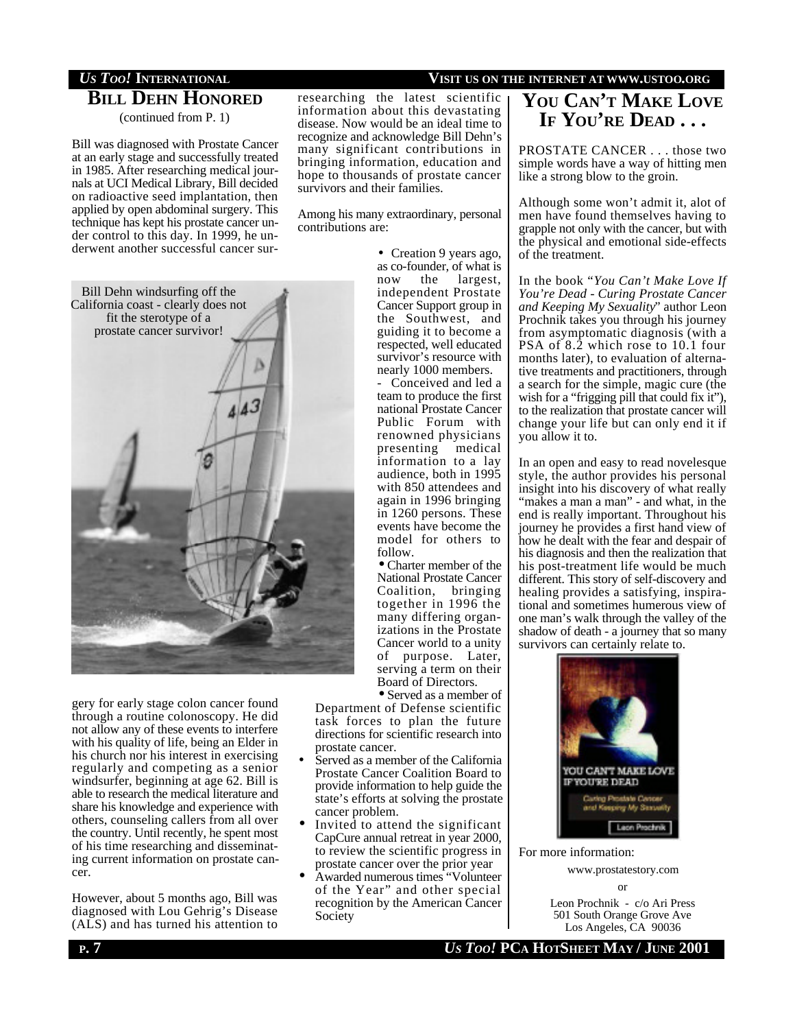## BILL DEHN HONORED

(continued from P. 1)

Bill was diagnosed with Prostate Cancer at an early stage and successfully treated in 1985. After researching medical journals at UCI Medical Library, Bill decided on radioactive seed implantation, then applied by open abdominal surgery. This technique has kept his prostate cancer under control to this day. In 1999, he underwent another successful cancer surgery for early stage colon cancer found through a routine colonoscopy. He did not allow any of these events to interfere with his quality of life, being an Elder in his church nor his interest in exercising regularly and competing as a senior windsurfer, beginning at age 62. Bill is able to research the medical literature and share his knowledge and experience with others, counseling callers from all over the country. Until recently, he spent most of his time researching and disseminating current information on prostate cancer.

Bill Dehn windsurfing off the California coast - clearly does not fit the sterotype of a prostate cancer survivor!

However, about 5 months ago, Bill was diagnosed with Lou Gehrig's Disease (ALS) and has turned his attention to researching the latest scientific information about this devastating disease. Now would be an ideal time to recognize and acknowledge Bill Dehn's many significant contributions in bringing information, education and hope to thousands of prostate cancer survivors and their families.

Among his many extraordinary, personal contributions are:

- Creation 9 years ago, as co-founder, of what is now the largest, independent Prostate Cancer Support group in the Southwest, and guiding it to become a respected, well educated survivor's resource with nearly 1000 members.
- Conceived and led a team to produce the first national Prostate Cancer Public Forum with renowned physicians presenting medical information to a lay audience, both in 1995 with 850 attendees and again in 1996 bringing in 1260 persons. These events have become the model for others to follow.
- Charter member of the National Prostate Cancer Coalition, bringing together in 1996 the many differing organizations in the Prostate Cancer world to a unity of purpose. Later, serving a term on their Board of Directors.
- Served as a member of Department of Defense scientific task forces to plan the future directions for scientific research into prostate cancer.
- Served as a member of the California Prostate Cancer Coalition Board to provide information to help guide the state's efforts at solving the prostate cancer problem.
- Invited to attend the significant CapCure annual retreat in year 2000, to review the scientific progress in prostate cancer over the prior year
- Awarded numerous times "Volunteer of the Year" and other special recognition by the American Cancer Society

## YOU CAN'T MAKE LOVE IF YOU'RE DEAD . . .

PROSTATE CANCER . . . those two simple words have a way of hitting men like a strong blow to the groin.

Although some won't admit it, alot of men have found themselves having to grapple not only with the cancer, but with the physical and emotional side-effects of the treatment.

In the book "*You Can't Make Love If You're Dead - Curing Prostate Cancer and Keeping My Sexuality*" author Leon Prochnik takes you through his journey from asymptomatic diagnosis (with a PSA of 8.2 which rose to 10.1 four months later), to evaluation of alternative treatments and practitioners, through a search for the simple, magic cure (the wish for a "frigging pill that could fix it"), to the realization that prostate cancer will change your life but can only end it if you allow it to.

In an open and easy to read novelesque style, the author provides his personal insight into his discovery of what really "makes a man a man" - and what, in the end is really important. Throughout his journey he provides a first hand view of how he dealt with the fear and despair of his diagnosis and then the realization that his post-treatment life would be much different. This story of self-discovery and healing provides a satisfying, inspirational and sometimes humerous view of one man's walk through the valley of the shadow of death - a journey that so many survivors can certainly relate to.

For more information:

www.prostatestory.com

or

Leon Prochnik - c/o Ari Press
501 South Orange Grove Ave
Los Angeles, CA 90036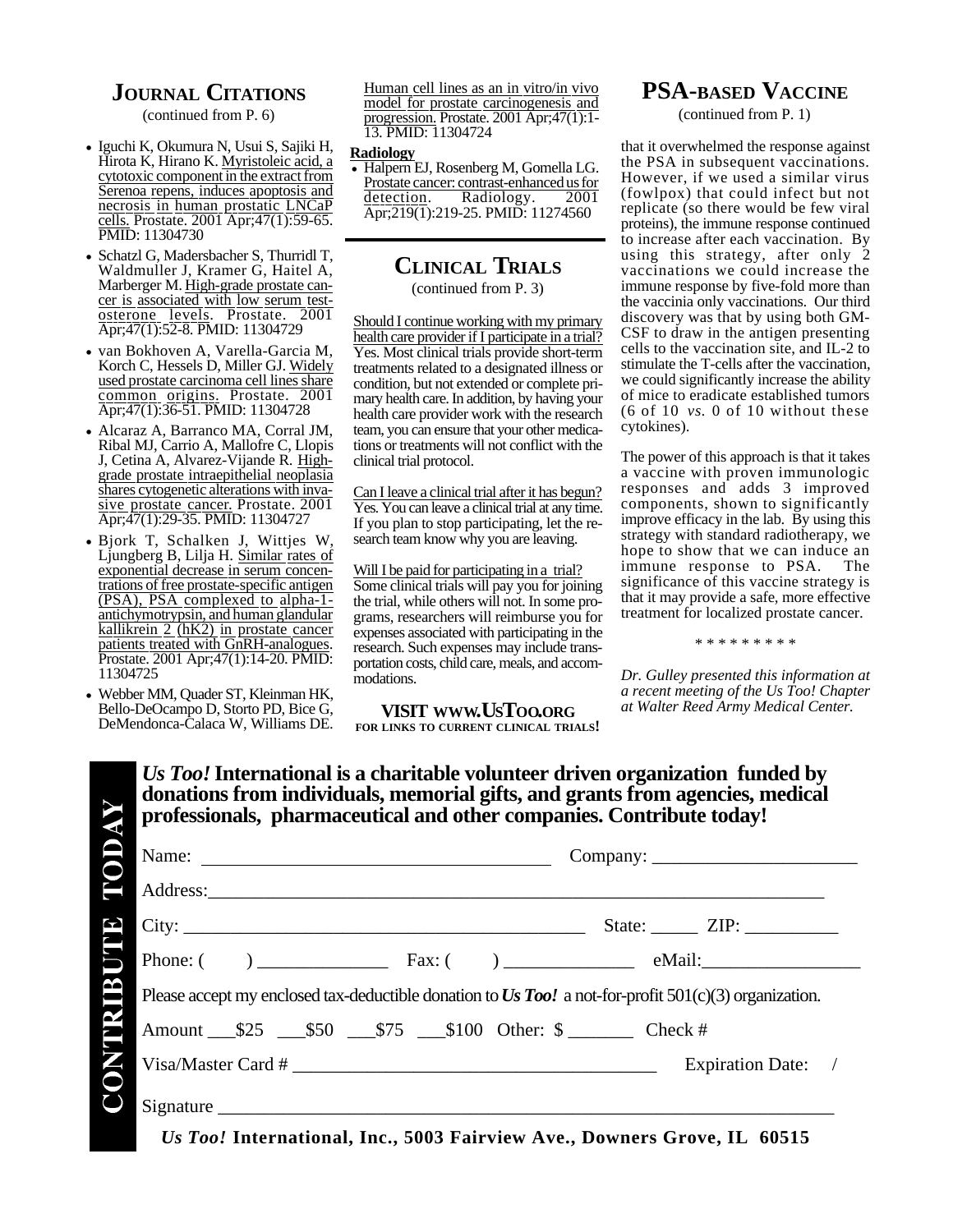## JOURNAL CITATIONS

(continued from P. 6)

- Iguchi K, Okumura N, Usui S, Sajiki H, Hirota K, Hirano K. Myristoleic acid, a cytotoxic component in the extract from Serenoa repens, induces apoptosis and necrosis in human prostatic LNCaP cells. Prostate. 2001 Apr;47(1):59-65. PMID: 11304730
- Schatzl G, Madersbacher S, Thurridl T, Waldmuller J, Kramer G, Haitel A, Marberger M. High-grade prostate cancer is associated with low serum testosterone levels. Prostate. 2001 Apr;47(1):52-8. PMID: 11304729
- van Bokhoven A, Varella-Garcia M, Korch C, Hessels D, Miller GJ. Widely used prostate carcinoma cell lines share common origins. Prostate. 2001 Apr;47(1):36-51. PMID: 11304728
- Alcaraz A, Barranco MA, Corral JM, Ribal MJ, Carrio A, Mallofre C, Llopis J, Cetina A, Alvarez-Vijande R. High-grade prostate intraepithelial neoplasia shares cytogenetic alterations with invasive prostate cancer. Prostate. 2001 Apr;47(1):29-35. PMID: 11304727
- Bjork T, Schalken J, Wittjes W, Ljungberg B, Lilja H. Similar rates of exponential decrease in serum concentrations of free prostate-specific antigen (PSA), PSA complexed to alpha-1-antichymotrypsin, and human glandular kallikrein 2 (hK2) in prostate cancer patients treated with GnRH-analogues. Prostate. 2001 Apr;47(1):14-20. PMID: 11304725
- Webber MM, Quader ST, Kleinman HK, Bello-DeOcampo D, Storto PD, Bice G, DeMendonca-Calaca W, Williams DE. Human cell lines as an in vitro/in vivo model for prostate carcinogenesis and progression. Prostate. 2001 Apr;47(1):1-13. PMID: 11304724

**Radiology**

- Halpern EJ, Rosenberg M, Gomella LG. Prostate cancer: contrast-enhanced us for detection. Radiology. 2001 Apr;219(1):219-25. PMID: 11274560

## CLINICAL TRIALS

(continued from P. 3)

Should I continue working with my primary health care provider if I participate in a trial?
Yes. Most clinical trials provide short-term treatments related to a designated illness or condition, but not extended or complete primary health care. In addition, by having your health care provider work with the research team, you can ensure that your other medications or treatments will not conflict with the clinical trial protocol.

Can I leave a clinical trial after it has begun?
Yes. You can leave a clinical trial at any time. If you plan to stop participating, let the research team know why you are leaving.

Will I be paid for participating in a trial?
Some clinical trials will pay you for joining the trial, while others will not. In some programs, researchers will reimburse you for expenses associated with participating in the research. Such expenses may include transportation costs, child care, meals, and accommodations.

**VISIT WWW.USTOO.ORG**
**FOR LINKS TO CURRENT CLINICAL TRIALS!**

## PSA-BASED VACCINE

(continued from P. 1)

that it overwhelmed the response against the PSA in subsequent vaccinations. However, if we used a similar virus (fowlpox) that could infect but not replicate (so there would be few viral proteins), the immune response continued to increase after each vaccination. By using this strategy, after only 2 vaccinations we could increase the immune response by five-fold more than the vaccinia only vaccinations. Our third discovery was that by using both GM-CSF to draw in the antigen presenting cells to the vaccination site, and IL-2 to stimulate the T-cells after the vaccination, we could significantly increase the ability of mice to eradicate established tumors (6 of 10 *vs.* 0 of 10 without these cytokines).

The power of this approach is that it takes a vaccine with proven immunologic responses and adds 3 improved components, shown to significantly improve efficacy in the lab. By using this strategy with standard radiotherapy, we hope to show that we can induce an immune response to PSA. The significance of this vaccine strategy is that it may provide a safe, more effective treatment for localized prostate cancer.

\* \* \* \* \* \* \* \* \*

*Dr. Gulley presented this information at a recent meeting of the Us Too! Chapter at Walter Reed Army Medical Center.*

## CONTRIBUTE TODAY

***Us Too!* International is a charitable volunteer driven organization funded by donations from individuals, memorial gifts, and grants from agencies, medical professionals, pharmaceutical and other companies. Contribute today!**

Name: ______________________________ Company: ____________________

Address: ____________________________________________________

City: ________________________________ State: _____ ZIP: __________

Phone: ( ) ____________ Fax: ( ) ____________ eMail: ______________

Please accept my enclosed tax-deductible donation to ***Us Too!*** a not-for-profit 501(c)(3) organization.

Amount ___$25 ___$50 ___$75 ___$100 Other: $ _______ Check #

Visa/Master Card # ______________________________ Expiration Date: /

Signature ____________________________________________________

***Us Too!* International, Inc., 5003 Fairview Ave., Downers Grove, IL 60515**